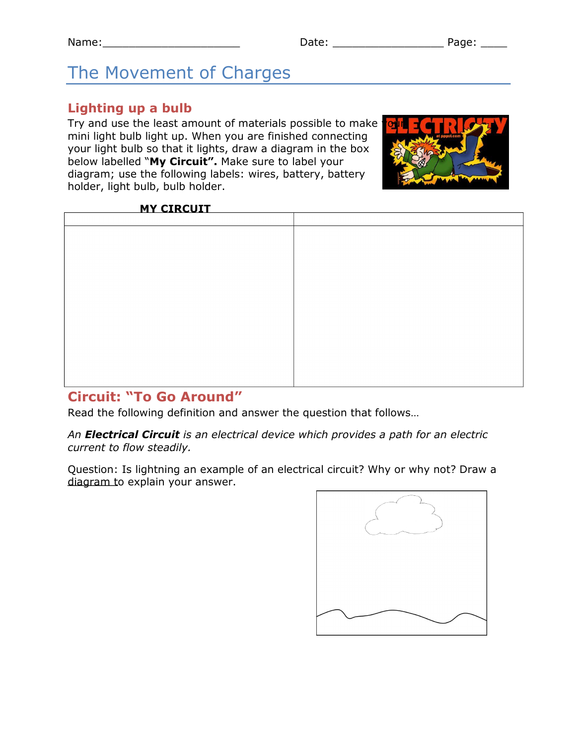Name:______________________ Date: __________________ Page: ____

# The Movement of Charges

## Lighting up a bulb

Try and use the least amount of materials possible to make your mini light bulb light up. When you are finished connecting your light bulb so that it lights, draw a diagram in the box below labelled "**My Circuit".** Make sure to label your diagram; use the following labels: wires, battery, battery holder, light bulb, bulb holder.

**MY CIRCUIT**

| | |
|---|---|
| | |

## Circuit: "To Go Around"

Read the following definition and answer the question that follows…

*An **Electrical Circuit** is an electrical device which provides a path for an electric current to flow steadily.*

Question: Is lightning an example of an electrical circuit? Why or why not? Draw a diagram to explain your answer.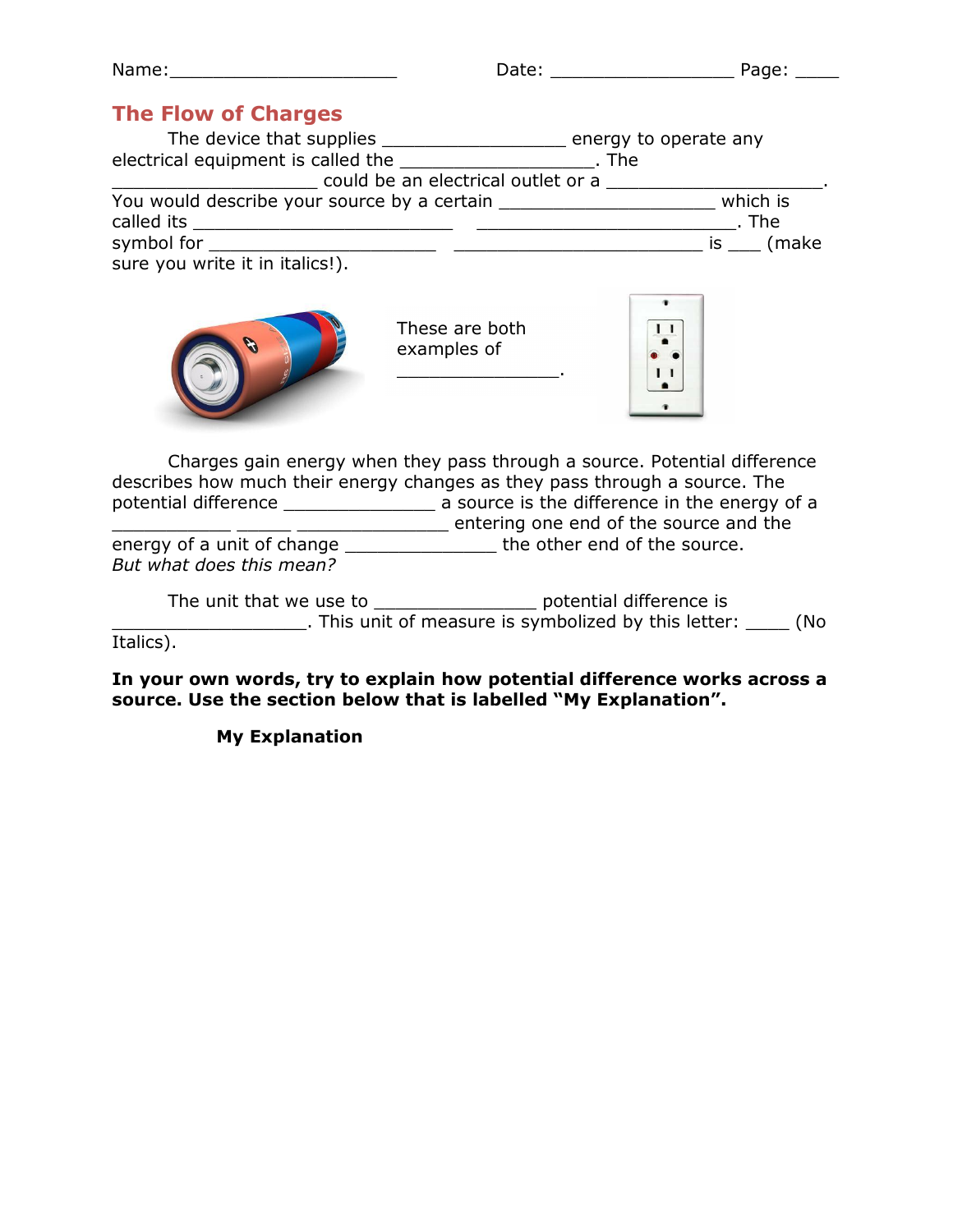Name:______________________ Date: _________________ Page: ____

## The Flow of Charges

The device that supplies _________________ energy to operate any electrical equipment is called the __________________. The ___________________ could be an electrical outlet or a ____________________. You would describe your source by a certain ____________________ which is called its ________________________ ________________________. The symbol for _____________________ _______________________ is ___ (make sure you write it in italics!).

These are both examples of _______________.

Charges gain energy when they pass through a source. Potential difference describes how much their energy changes as they pass through a source. The potential difference ______________ a source is the difference in the energy of a ___________ _____ ______________ entering one end of the source and the energy of a unit of change ______________ the other end of the source.
*But what does this mean?*

The unit that we use to _______________ potential difference is __________________. This unit of measure is symbolized by this letter: ____ (No Italics).

**In your own words, try to explain how potential difference works across a source. Use the section below that is labelled "My Explanation".**

**My Explanation**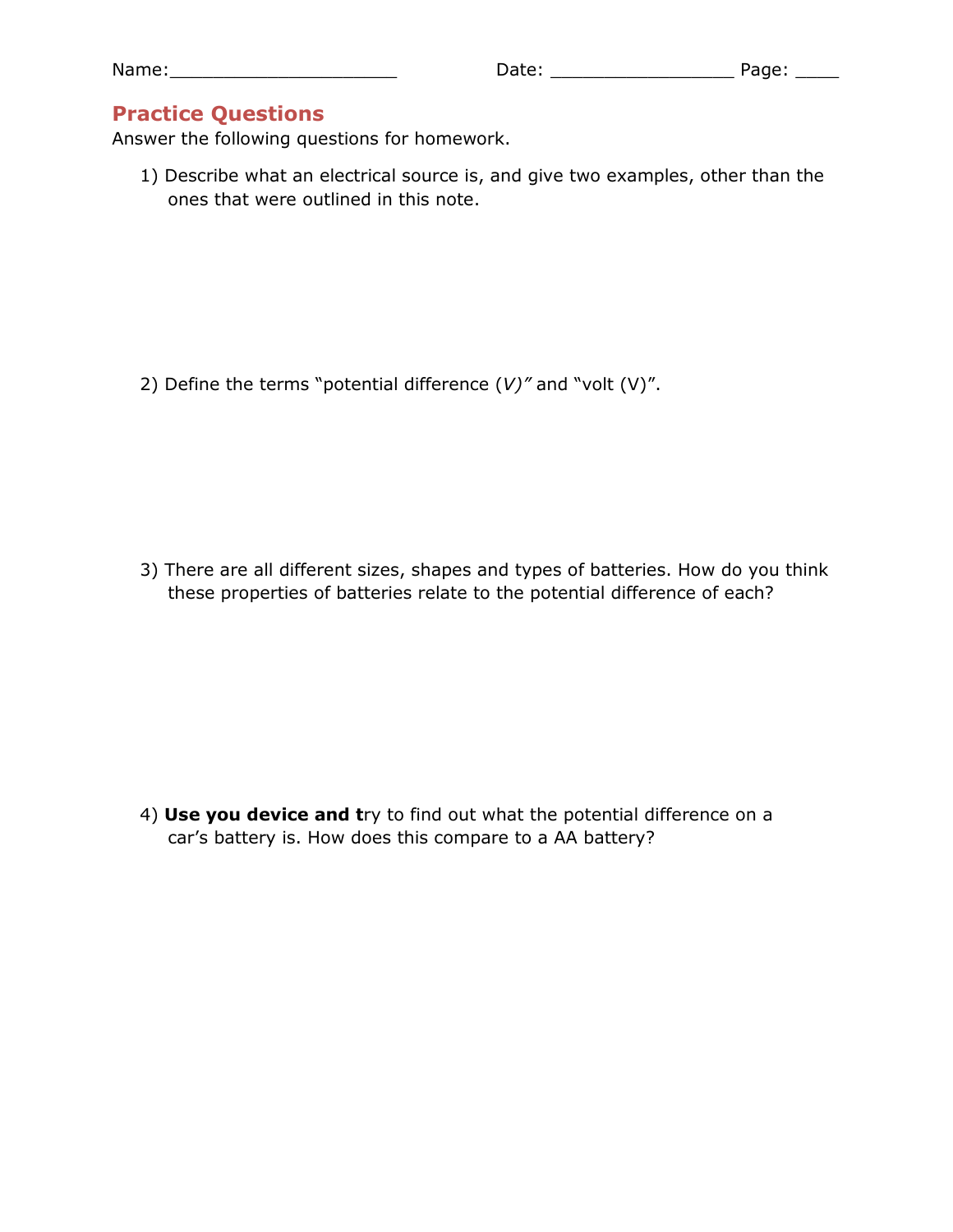Name:______________________ Date: _________________ Page: ____

## Practice Questions

Answer the following questions for homework.

1) Describe what an electrical source is, and give two examples, other than the ones that were outlined in this note.

2) Define the terms "potential difference (*V*)" and "volt (V)".

3) There are all different sizes, shapes and types of batteries. How do you think these properties of batteries relate to the potential difference of each?

4) **Use you device and t**ry to find out what the potential difference on a car's battery is. How does this compare to a AA battery?